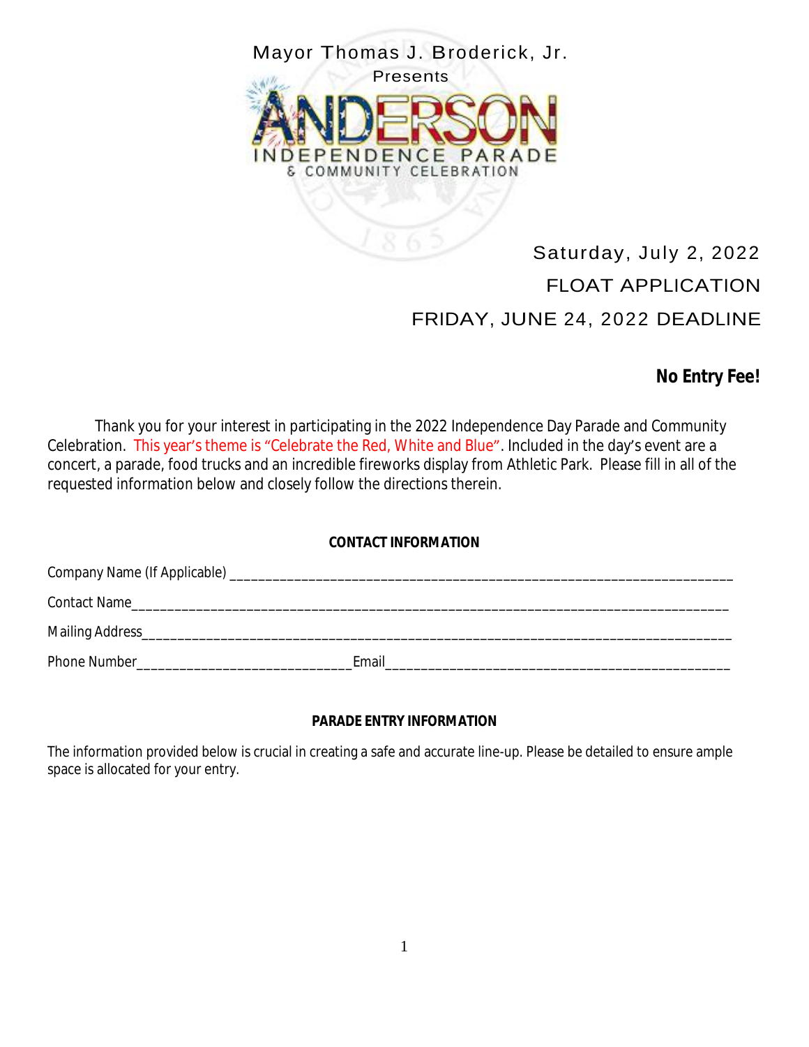Mayor Thomas J. Broderick, Jr.

Presents

# ANDERSON INDEPENDENCE PARADE & COMMUNITY CELEBRATION

Saturday, July 2, 2022

FLOAT APPLICATION

FRIDAY, JUNE 24, 2022 DEADLINE

***No Entry Fee!***

Thank you for your interest in participating in the 2022 Independence Day Parade and Community Celebration. This year's theme is "Celebrate the Red, White and Blue". Included in the day's event are a concert, a parade, food trucks and an incredible fireworks display from Athletic Park. Please fill in all of the requested information below and closely follow the directions therein.

**CONTACT INFORMATION**

Company Name (If Applicable) ______________________________________________________________________

Contact Name_____________________________________________________________________________________

Mailing Address___________________________________________________________________________________

Phone Number_____________________________Email______________________________________________

**PARADE ENTRY INFORMATION**

The information provided below is crucial in creating a safe and accurate line-up. Please be detailed to ensure ample space is allocated for your entry.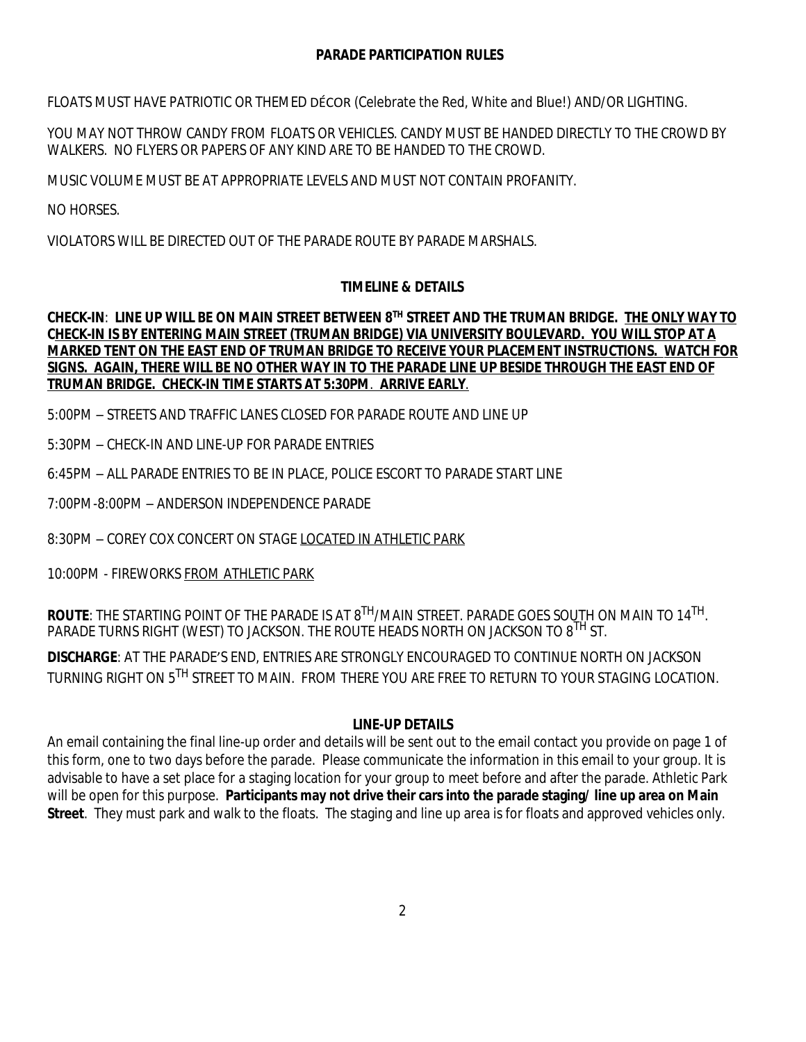## PARADE PARTICIPATION RULES

FLOATS MUST HAVE PATRIOTIC OR THEMED DÉCOR (Celebrate the Red, White and Blue!) AND/OR LIGHTING.

YOU MAY NOT THROW CANDY FROM FLOATS OR VEHICLES. CANDY MUST BE HANDED DIRECTLY TO THE CROWD BY WALKERS. NO FLYERS OR PAPERS OF ANY KIND ARE TO BE HANDED TO THE CROWD.

MUSIC VOLUME MUST BE AT APPROPRIATE LEVELS AND MUST NOT CONTAIN PROFANITY.

NO HORSES.

VIOLATORS WILL BE DIRECTED OUT OF THE PARADE ROUTE BY PARADE MARSHALS.

## TIMELINE & DETAILS

**CHECK-IN**: **LINE UP WILL BE ON MAIN STREET BETWEEN 8TH STREET AND THE TRUMAN BRIDGE. THE ONLY WAY TO CHECK-IN IS BY ENTERING MAIN STREET (TRUMAN BRIDGE) VIA UNIVERSITY BOULEVARD. YOU WILL STOP AT A MARKED TENT ON THE EAST END OF TRUMAN BRIDGE TO RECEIVE YOUR PLACEMENT INSTRUCTIONS. WATCH FOR SIGNS. AGAIN, THERE WILL BE NO OTHER WAY IN TO THE PARADE LINE UP BESIDE THROUGH THE EAST END OF TRUMAN BRIDGE. CHECK-IN TIME STARTS AT 5:30PM. ARRIVE EARLY.**

5:00PM – STREETS AND TRAFFIC LANES CLOSED FOR PARADE ROUTE AND LINE UP

5:30PM – CHECK-IN AND LINE-UP FOR PARADE ENTRIES

6:45PM – ALL PARADE ENTRIES TO BE IN PLACE, POLICE ESCORT TO PARADE START LINE

7:00PM-8:00PM – ANDERSON INDEPENDENCE PARADE

8:30PM – COREY COX CONCERT ON STAGE LOCATED IN ATHLETIC PARK

10:00PM - FIREWORKS FROM ATHLETIC PARK

**ROUTE**: THE STARTING POINT OF THE PARADE IS AT 8TH/MAIN STREET. PARADE GOES SOUTH ON MAIN TO 14TH. PARADE TURNS RIGHT (WEST) TO JACKSON. THE ROUTE HEADS NORTH ON JACKSON TO 8TH ST.

**DISCHARGE**: AT THE PARADE'S END, ENTRIES ARE STRONGLY ENCOURAGED TO CONTINUE NORTH ON JACKSON TURNING RIGHT ON 5TH STREET TO MAIN. FROM THERE YOU ARE FREE TO RETURN TO YOUR STAGING LOCATION.

## LINE-UP DETAILS

An email containing the final line-up order and details will be sent out to the email contact you provide on page 1 of this form, one to two days before the parade. Please communicate the information in this email to your group. It is advisable to have a set place for a staging location for your group to meet before and after the parade. Athletic Park will be open for this purpose. **Participants may not drive their cars into the parade staging/ line up area on Main Street**. They must park and walk to the floats. The staging and line up area is for floats and approved vehicles only.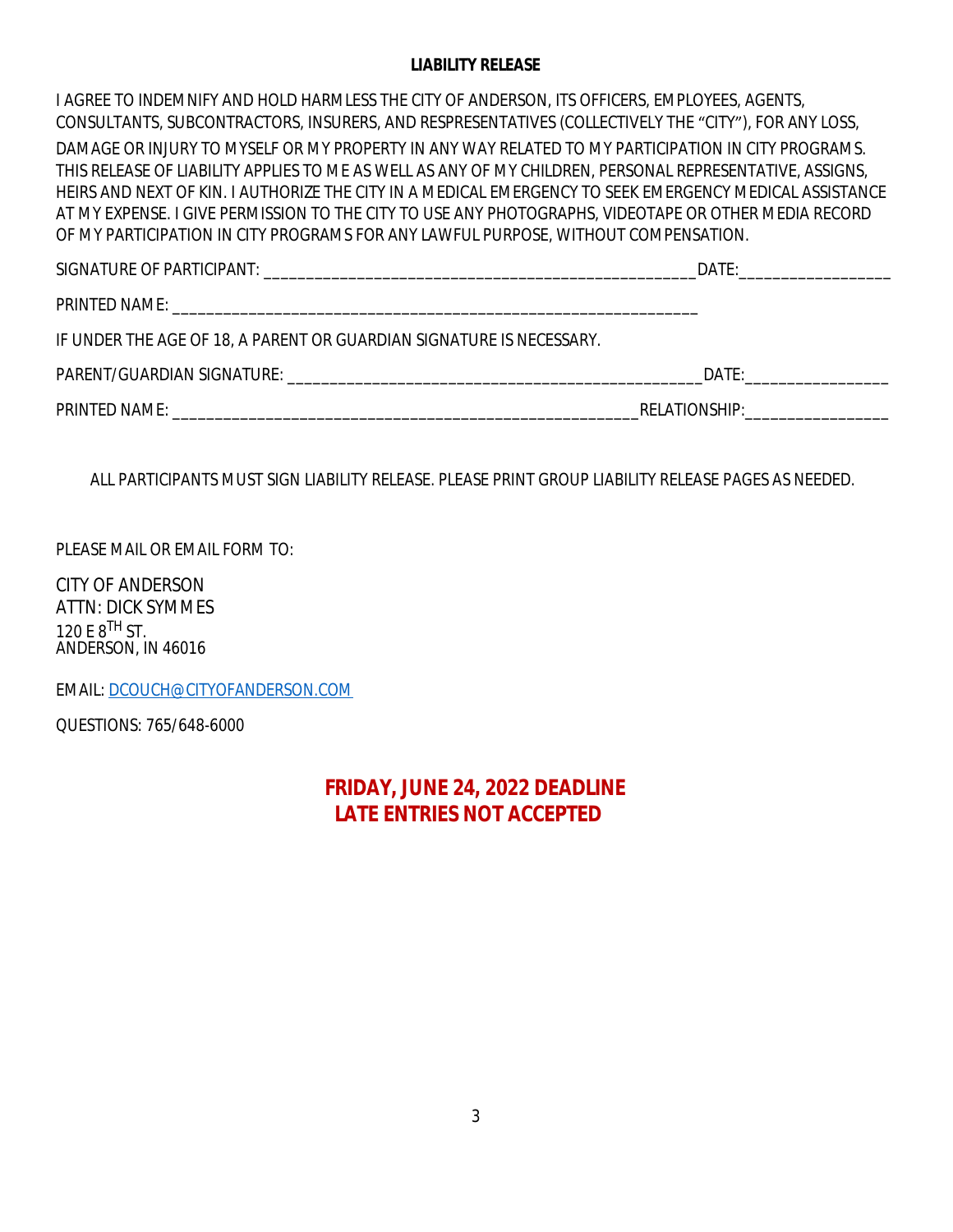## LIABILITY RELEASE

I AGREE TO INDEMNIFY AND HOLD HARMLESS THE CITY OF ANDERSON, ITS OFFICERS, EMPLOYEES, AGENTS, CONSULTANTS, SUBCONTRACTORS, INSURERS, AND RESPRESENTATIVES (COLLECTIVELY THE "CITY"), FOR ANY LOSS, DAMAGE OR INJURY TO MYSELF OR MY PROPERTY IN ANY WAY RELATED TO MY PARTICIPATION IN CITY PROGRAMS. THIS RELEASE OF LIABILITY APPLIES TO ME AS WELL AS ANY OF MY CHILDREN, PERSONAL REPRESENTATIVE, ASSIGNS, HEIRS AND NEXT OF KIN. I AUTHORIZE THE CITY IN A MEDICAL EMERGENCY TO SEEK EMERGENCY MEDICAL ASSISTANCE AT MY EXPENSE. I GIVE PERMISSION TO THE CITY TO USE ANY PHOTOGRAPHS, VIDEOTAPE OR OTHER MEDIA RECORD OF MY PARTICIPATION IN CITY PROGRAMS FOR ANY LAWFUL PURPOSE, WITHOUT COMPENSATION.

SIGNATURE OF PARTICIPANT: ________________________________________________DATE:________________

PRINTED NAME: ____________________________________________________________

IF UNDER THE AGE OF 18, A PARENT OR GUARDIAN SIGNATURE IS NECESSARY.

PARENT/GUARDIAN SIGNATURE: _______________________________________________DATE:________________

PRINTED NAME: _____________________________________________________RELATIONSHIP:________________

ALL PARTICIPANTS MUST SIGN LIABILITY RELEASE. PLEASE PRINT GROUP LIABILITY RELEASE PAGES AS NEEDED.

PLEASE MAIL OR EMAIL FORM TO:

CITY OF ANDERSON  
ATTN: DICK SYMMES  
120 E 8TH ST.  
ANDERSON, IN 46016

EMAIL: DCOUCH@CITYOFANDERSON.COM

QUESTIONS: 765/648-6000

**FRIDAY, JUNE 24, 2022 DEADLINE**  
**LATE ENTRIES NOT ACCEPTED**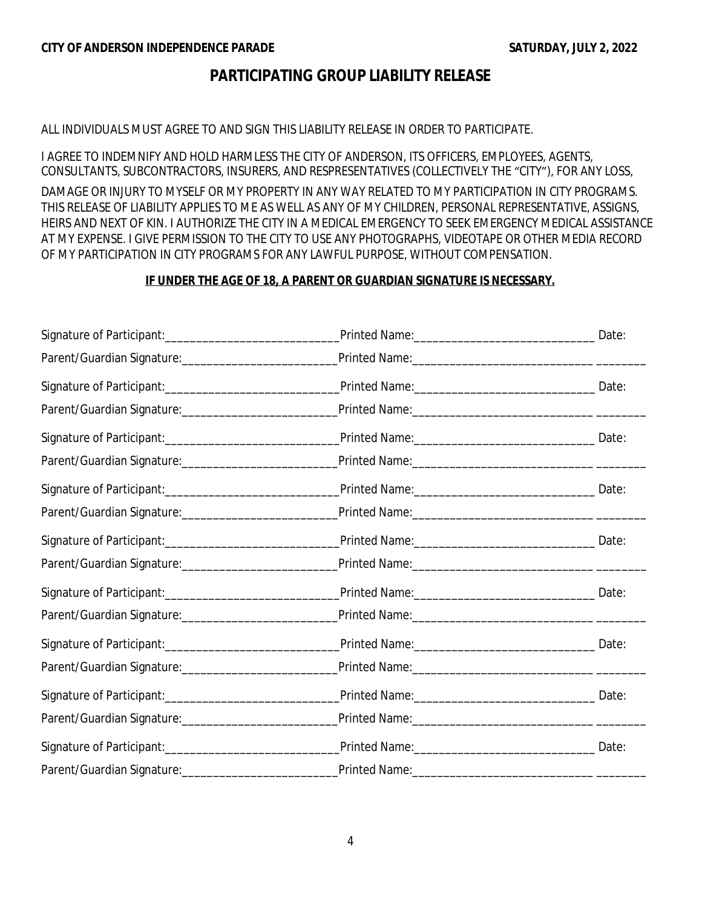**CITY OF ANDERSON INDEPENDENCE PARADE** **SATURDAY, JULY 2, 2022**

# PARTICIPATING GROUP LIABILITY RELEASE

ALL INDIVIDUALS MUST AGREE TO AND SIGN THIS LIABILITY RELEASE IN ORDER TO PARTICIPATE.

I AGREE TO INDEMNIFY AND HOLD HARMLESS THE CITY OF ANDERSON, ITS OFFICERS, EMPLOYEES, AGENTS, CONSULTANTS, SUBCONTRACTORS, INSURERS, AND RESPRESENTATIVES (COLLECTIVELY THE "CITY"), FOR ANY LOSS, DAMAGE OR INJURY TO MYSELF OR MY PROPERTY IN ANY WAY RELATED TO MY PARTICIPATION IN CITY PROGRAMS. THIS RELEASE OF LIABILITY APPLIES TO ME AS WELL AS ANY OF MY CHILDREN, PERSONAL REPRESENTATIVE, ASSIGNS, HEIRS AND NEXT OF KIN. I AUTHORIZE THE CITY IN A MEDICAL EMERGENCY TO SEEK EMERGENCY MEDICAL ASSISTANCE AT MY EXPENSE. I GIVE PERMISSION TO THE CITY TO USE ANY PHOTOGRAPHS, VIDEOTAPE OR OTHER MEDIA RECORD OF MY PARTICIPATION IN CITY PROGRAMS FOR ANY LAWFUL PURPOSE, WITHOUT COMPENSATION.

**IF UNDER THE AGE OF 18, A PARENT OR GUARDIAN SIGNATURE IS NECESSARY.**

Signature of Participant:____________________________ Printed Name:_____________________________ Date:
Parent/Guardian Signature:_________________________ Printed Name:_____________________________ ________

Signature of Participant:____________________________ Printed Name:_____________________________ Date:
Parent/Guardian Signature:_________________________ Printed Name:_____________________________ ________

Signature of Participant:____________________________ Printed Name:_____________________________ Date:
Parent/Guardian Signature:_________________________ Printed Name:_____________________________ ________

Signature of Participant:____________________________ Printed Name:_____________________________ Date:
Parent/Guardian Signature:_________________________ Printed Name:_____________________________ ________

Signature of Participant:____________________________ Printed Name:_____________________________ Date:
Parent/Guardian Signature:_________________________ Printed Name:_____________________________ ________

Signature of Participant:____________________________ Printed Name:_____________________________ Date:
Parent/Guardian Signature:_________________________ Printed Name:_____________________________ ________

Signature of Participant:____________________________ Printed Name:_____________________________ Date:
Parent/Guardian Signature:_________________________ Printed Name:_____________________________ ________

Signature of Participant:____________________________ Printed Name:_____________________________ Date:
Parent/Guardian Signature:_________________________ Printed Name:_____________________________ ________

Signature of Participant:____________________________ Printed Name:_____________________________ Date:
Parent/Guardian Signature:_________________________ Printed Name:_____________________________ ________